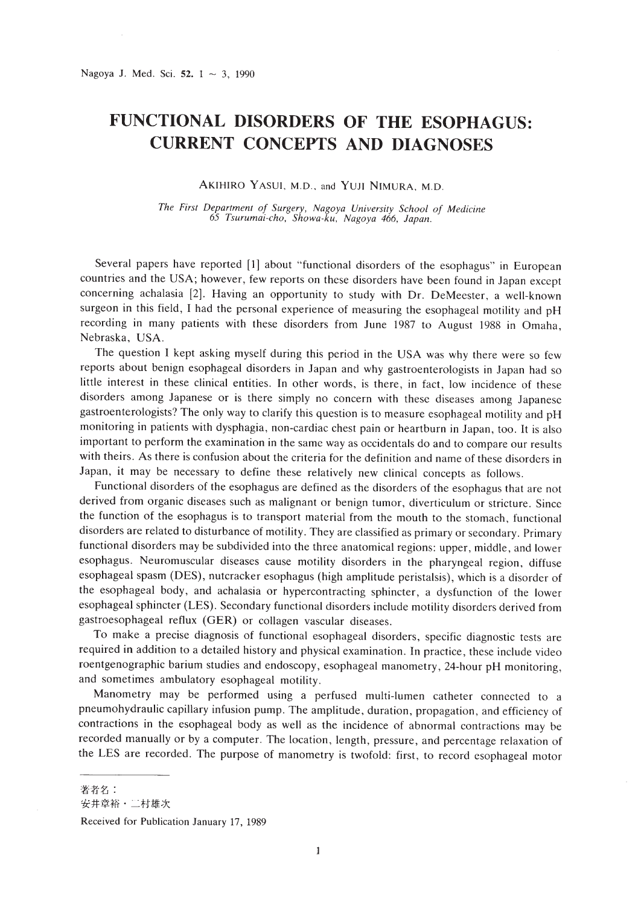# FUNCTIONAL DISORDERS OF THE ESOPHAGUS: CURRENT CONCEPTS AND DIAGNOSES

AKIHIRO YASUI, M.D., and YUJI NIMURA, M.D.

*The First Department of Surgery, Nagoya University School of Medicine*
*65 Tsurumai-cho, Showa-ku, Nagoya 466, Japan.*

Several papers have reported [1] about "functional disorders of the esophagus" in European countries and the USA; however, few reports on these disorders have been found in Japan except concerning achalasia [2]. Having an opportunity to study with Dr. DeMeester, a well-known surgeon in this field, I had the personal experience of measuring the esophageal motility and pH recording in many patients with these disorders from June 1987 to August 1988 in Omaha, Nebraska, USA.

The question I kept asking myself during this period in the USA was why there were so few reports about benign esophageal disorders in Japan and why gastroenterologists in Japan had so little interest in these clinical entities. In other words, is there, in fact, low incidence of these disorders among Japanese or is there simply no concern with these diseases among Japanese gastroenterologists? The only way to clarify this question is to measure esophageal motility and pH monitoring in patients with dysphagia, non-cardiac chest pain or heartburn in Japan, too. It is also important to perform the examination in the same way as occidentals do and to compare our results with theirs. As there is confusion about the criteria for the definition and name of these disorders in Japan, it may be necessary to define these relatively new clinical concepts as follows.

Functional disorders of the esophagus are defined as the disorders of the esophagus that are not derived from organic diseases such as malignant or benign tumor, diverticulum or stricture. Since the function of the esophagus is to transport material from the mouth to the stomach, functional disorders are related to disturbance of motility. They are classified as primary or secondary. Primary functional disorders may be subdivided into the three anatomical regions: upper, middle, and lower esophagus. Neuromuscular diseases cause motility disorders in the pharyngeal region, diffuse esophageal spasm (DES), nutcracker esophagus (high amplitude peristalsis), which is a disorder of the esophageal body, and achalasia or hypercontracting sphincter, a dysfunction of the lower esophageal sphincter (LES). Secondary functional disorders include motility disorders derived from gastroesophageal reflux (GER) or collagen vascular diseases.

To make a precise diagnosis of functional esophageal disorders, specific diagnostic tests are required in addition to a detailed history and physical examination. In practice, these include video roentgenographic barium studies and endoscopy, esophageal manometry, 24-hour pH monitoring, and sometimes ambulatory esophageal motility.

Manometry may be performed using a perfused multi-lumen catheter connected to a pneumohydraulic capillary infusion pump. The amplitude, duration, propagation, and efficiency of contractions in the esophageal body as well as the incidence of abnormal contractions may be recorded manually or by a computer. The location, length, pressure, and percentage relaxation of the LES are recorded. The purpose of manometry is twofold: first, to record esophageal motor

---

著者名：
安井章裕・二村雄次

Received for Publication January 17, 1989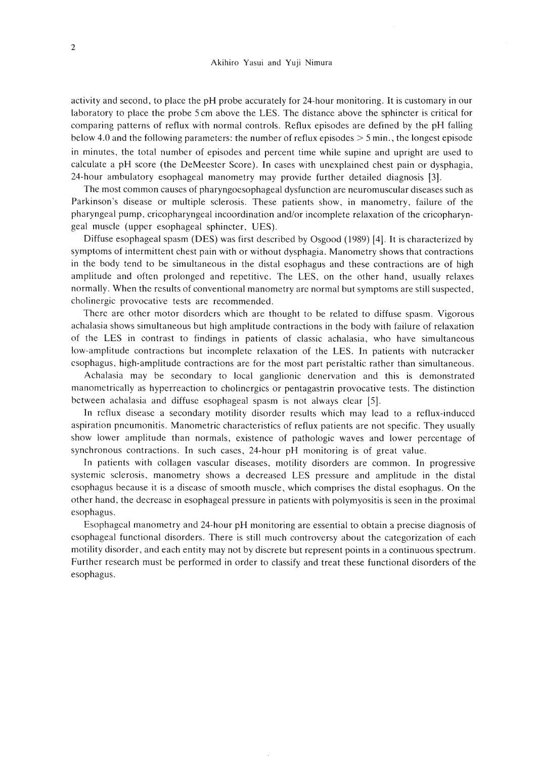activity and second, to place the pH probe accurately for 24-hour monitoring. It is customary in our laboratory to place the probe 5 cm above the LES. The distance above the sphincter is critical for comparing patterns of reflux with normal controls. Reflux episodes are defined by the pH falling below 4.0 and the following parameters: the number of reflux episodes > 5 min., the longest episode in minutes, the total number of episodes and percent time while supine and upright are used to calculate a pH score (the DeMeester Score). In cases with unexplained chest pain or dysphagia, 24-hour ambulatory esophageal manometry may provide further detailed diagnosis [3].

The most common causes of pharyngoesophageal dysfunction are neuromuscular diseases such as Parkinson's disease or multiple sclerosis. These patients show, in manometry, failure of the pharyngeal pump, cricopharyngeal incoordination and/or incomplete relaxation of the cricopharyngeal muscle (upper esophageal sphincter, UES).

Diffuse esophageal spasm (DES) was first described by Osgood (1989) [4]. It is characterized by symptoms of intermittent chest pain with or without dysphagia. Manometry shows that contractions in the body tend to be simultaneous in the distal esophagus and these contractions are of high amplitude and often prolonged and repetitive. The LES, on the other hand, usually relaxes normally. When the results of conventional manometry are normal but symptoms are still suspected, cholinergic provocative tests are recommended.

There are other motor disorders which are thought to be related to diffuse spasm. Vigorous achalasia shows simultaneous but high amplitude contractions in the body with failure of relaxation of the LES in contrast to findings in patients of classic achalasia, who have simultaneous low-amplitude contractions but incomplete relaxation of the LES. In patients with nutcracker esophagus, high-amplitude contractions are for the most part peristaltic rather than simultaneous.

Achalasia may be secondary to local ganglionic denervation and this is demonstrated manometrically as hyperreaction to cholinergics or pentagastrin provocative tests. The distinction between achalasia and diffuse esophageal spasm is not always clear [5].

In reflux disease a secondary motility disorder results which may lead to a reflux-induced aspiration pneumonitis. Manometric characteristics of reflux patients are not specific. They usually show lower amplitude than normals, existence of pathologic waves and lower percentage of synchronous contractions. In such cases, 24-hour pH monitoring is of great value.

In patients with collagen vascular diseases, motility disorders are common. In progressive systemic sclerosis, manometry shows a decreased LES pressure and amplitude in the distal esophagus because it is a disease of smooth muscle, which comprises the distal esophagus. On the other hand, the decrease in esophageal pressure in patients with polymyositis is seen in the proximal esophagus.

Esophageal manometry and 24-hour pH monitoring are essential to obtain a precise diagnosis of esophageal functional disorders. There is still much controversy about the categorization of each motility disorder, and each entity may not by discrete but represent points in a continuous spectrum. Further research must be performed in order to classify and treat these functional disorders of the esophagus.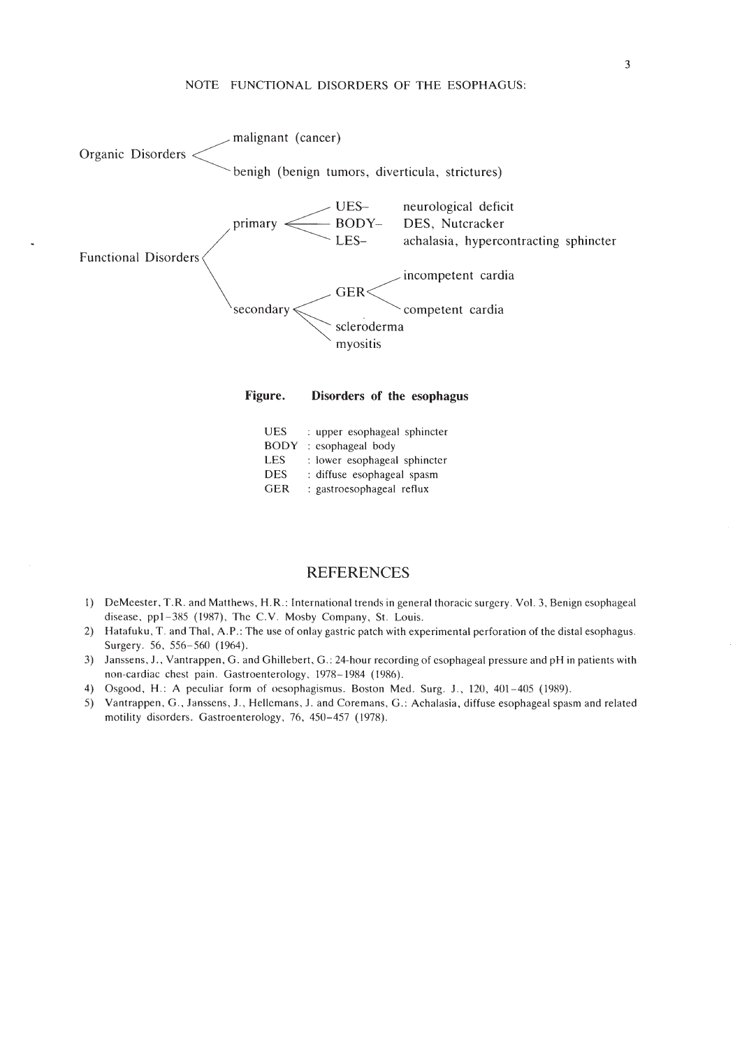NOTE FUNCTIONAL DISORDERS OF THE ESOPHAGUS:

Organic Disorders
- malignant (cancer)
- benigh (benign tumors, diverticula, strictures)

Functional Disorders
- primary
  - UES– neurological deficit
  - BODY– DES, Nutcracker
  - LES– achalasia, hypercontracting sphincter
- secondary
  - GER
    - incompetent cardia
    - competent cardia
  - scleroderma
  - myositis

**Figure. Disorders of the esophagus**

UES : upper esophageal sphincter
BODY : esophageal body
LES : lower esophageal sphincter
DES : diffuse esophageal spasm
GER : gastroesophageal reflux

## REFERENCES

1) DeMeester, T.R. and Matthews, H.R.: International trends in general thoracic surgery. Vol. 3, Benign esophageal disease, pp1–385 (1987), The C.V. Mosby Company, St. Louis.
2) Hatafuku, T. and Thal, A.P.: The use of onlay gastric patch with experimental perforation of the distal esophagus. Surgery. 56, 556–560 (1964).
3) Janssens, J., Vantrappen, G. and Ghillebert, G.: 24-hour recording of esophageal pressure and pH in patients with non-cardiac chest pain. Gastroenterology, 1978–1984 (1986).
4) Osgood, H.: A peculiar form of oesophagismus. Boston Med. Surg. J., 120, 401–405 (1989).
5) Vantrappen, G., Janssens, J., Hellemans, J. and Coremans, G.: Achalasia, diffuse esophageal spasm and related motility disorders. Gastroenterology, 76, 450–457 (1978).